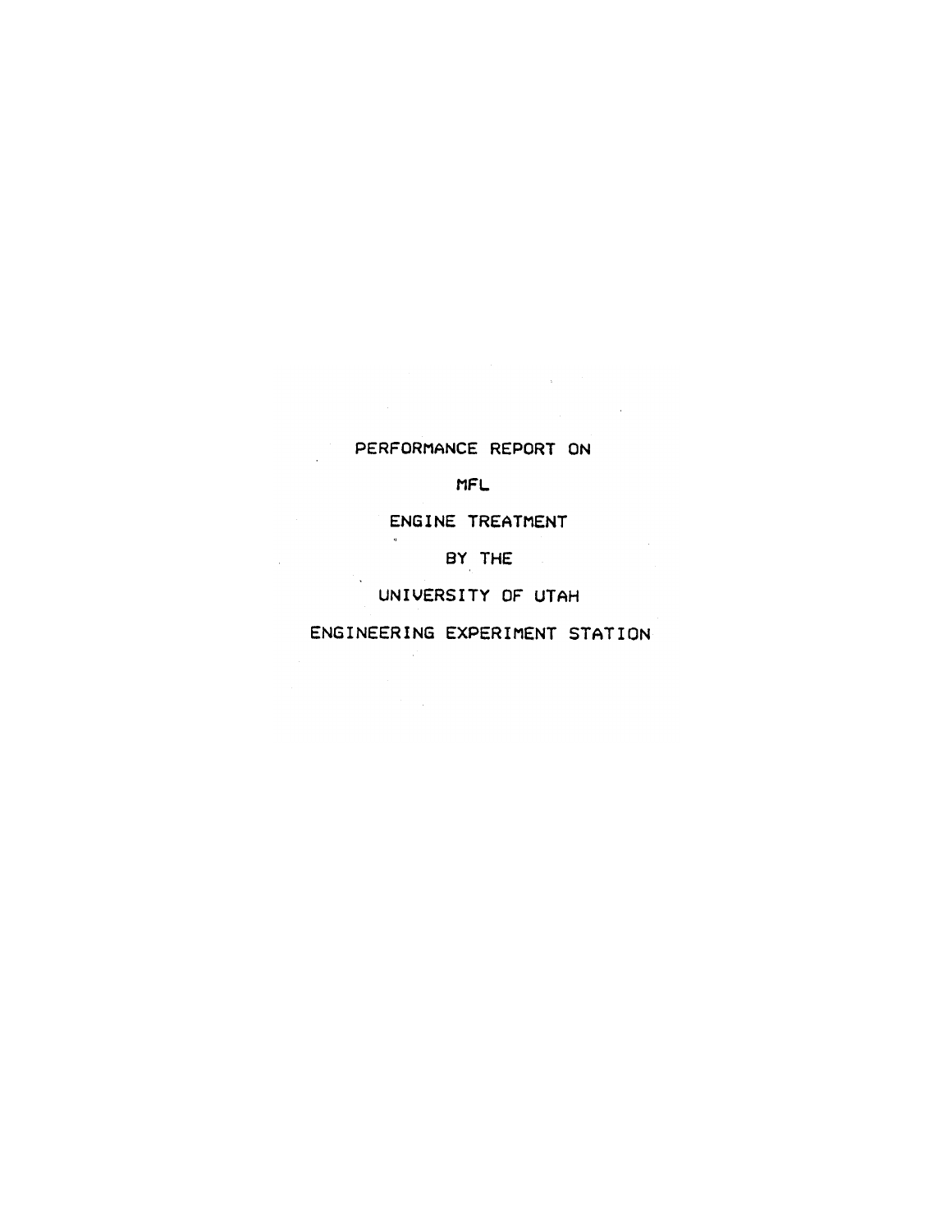# PERFORMANCE REPORT ON

# MFL

# ENGINE TREATMENT

# BY THE

# UNIVERSITY OF UTAH

# ENGINEERING EXPERIMENT STATION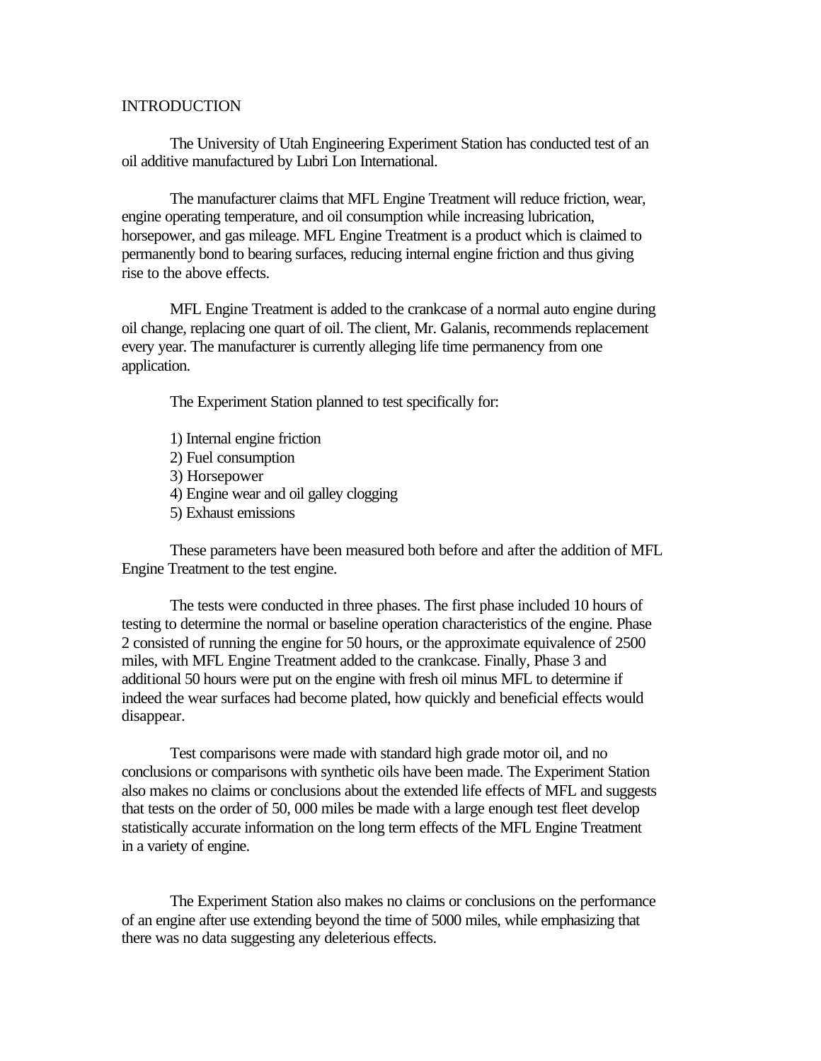# INTRODUCTION

The University of Utah Engineering Experiment Station has conducted test of an oil additive manufactured by Lubri Lon International.

The manufacturer claims that MFL Engine Treatment will reduce friction, wear, engine operating temperature, and oil consumption while increasing lubrication, horsepower, and gas mileage. MFL Engine Treatment is a product which is claimed to permanently bond to bearing surfaces, reducing internal engine friction and thus giving rise to the above effects.

MFL Engine Treatment is added to the crankcase of a normal auto engine during oil change, replacing one quart of oil. The client, Mr. Galanis, recommends replacement every year. The manufacturer is currently alleging life time permanency from one application.

The Experiment Station planned to test specifically for:

1) Internal engine friction
2) Fuel consumption
3) Horsepower
4) Engine wear and oil galley clogging
5) Exhaust emissions

These parameters have been measured both before and after the addition of MFL Engine Treatment to the test engine.

The tests were conducted in three phases. The first phase included 10 hours of testing to determine the normal or baseline operation characteristics of the engine. Phase 2 consisted of running the engine for 50 hours, or the approximate equivalence of 2500 miles, with MFL Engine Treatment added to the crankcase. Finally, Phase 3 and additional 50 hours were put on the engine with fresh oil minus MFL to determine if indeed the wear surfaces had become plated, how quickly and beneficial effects would disappear.

Test comparisons were made with standard high grade motor oil, and no conclusions or comparisons with synthetic oils have been made. The Experiment Station also makes no claims or conclusions about the extended life effects of MFL and suggests that tests on the order of 50, 000 miles be made with a large enough test fleet develop statistically accurate information on the long term effects of the MFL Engine Treatment in a variety of engine.

The Experiment Station also makes no claims or conclusions on the performance of an engine after use extending beyond the time of 5000 miles, while emphasizing that there was no data suggesting any deleterious effects.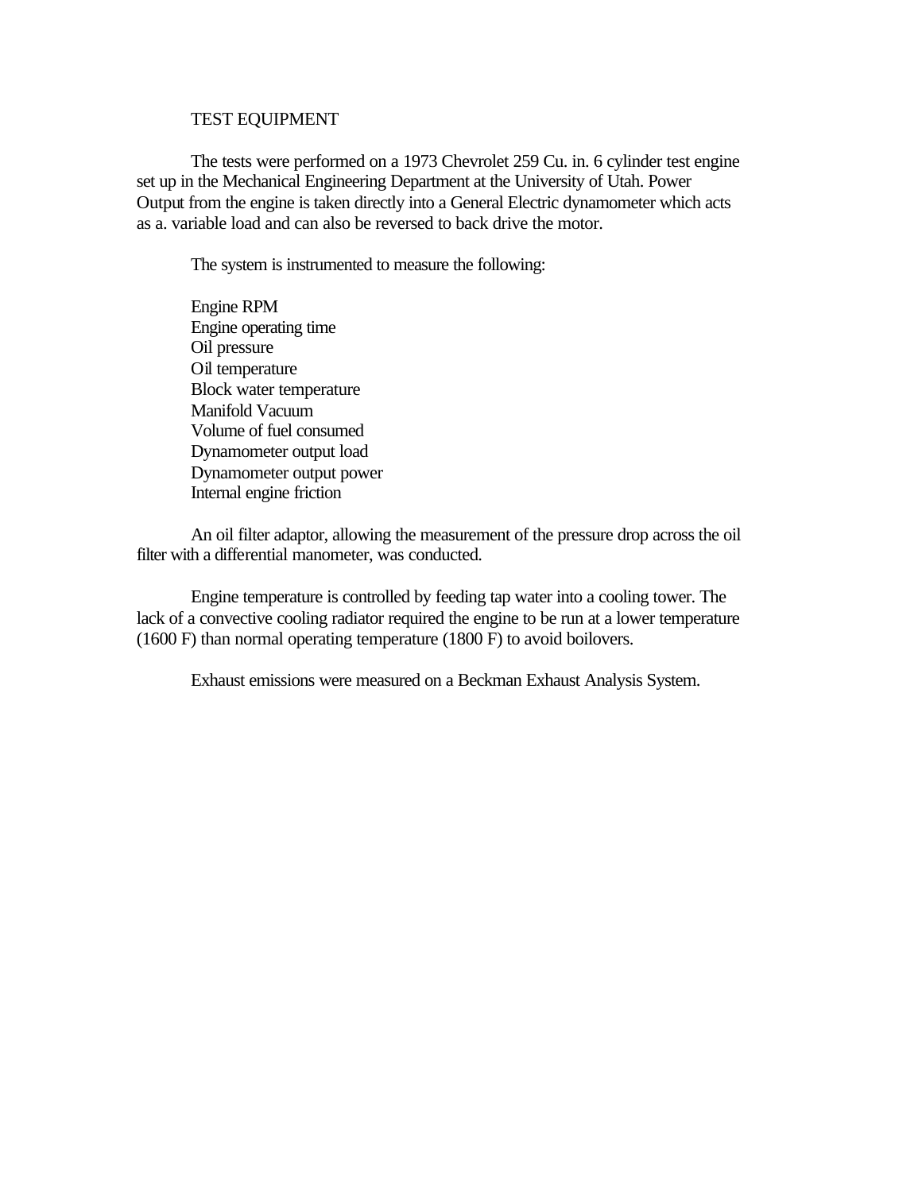## TEST EQUIPMENT

The tests were performed on a 1973 Chevrolet 259 Cu. in. 6 cylinder test engine set up in the Mechanical Engineering Department at the University of Utah. Power Output from the engine is taken directly into a General Electric dynamometer which acts as a. variable load and can also be reversed to back drive the motor.

The system is instrumented to measure the following:

Engine RPM
Engine operating time
Oil pressure
Oil temperature
Block water temperature
Manifold Vacuum
Volume of fuel consumed
Dynamometer output load
Dynamometer output power
Internal engine friction

An oil filter adaptor, allowing the measurement of the pressure drop across the oil filter with a differential manometer, was conducted.

Engine temperature is controlled by feeding tap water into a cooling tower. The lack of a convective cooling radiator required the engine to be run at a lower temperature (1600 F) than normal operating temperature (1800 F) to avoid boilovers.

Exhaust emissions were measured on a Beckman Exhaust Analysis System.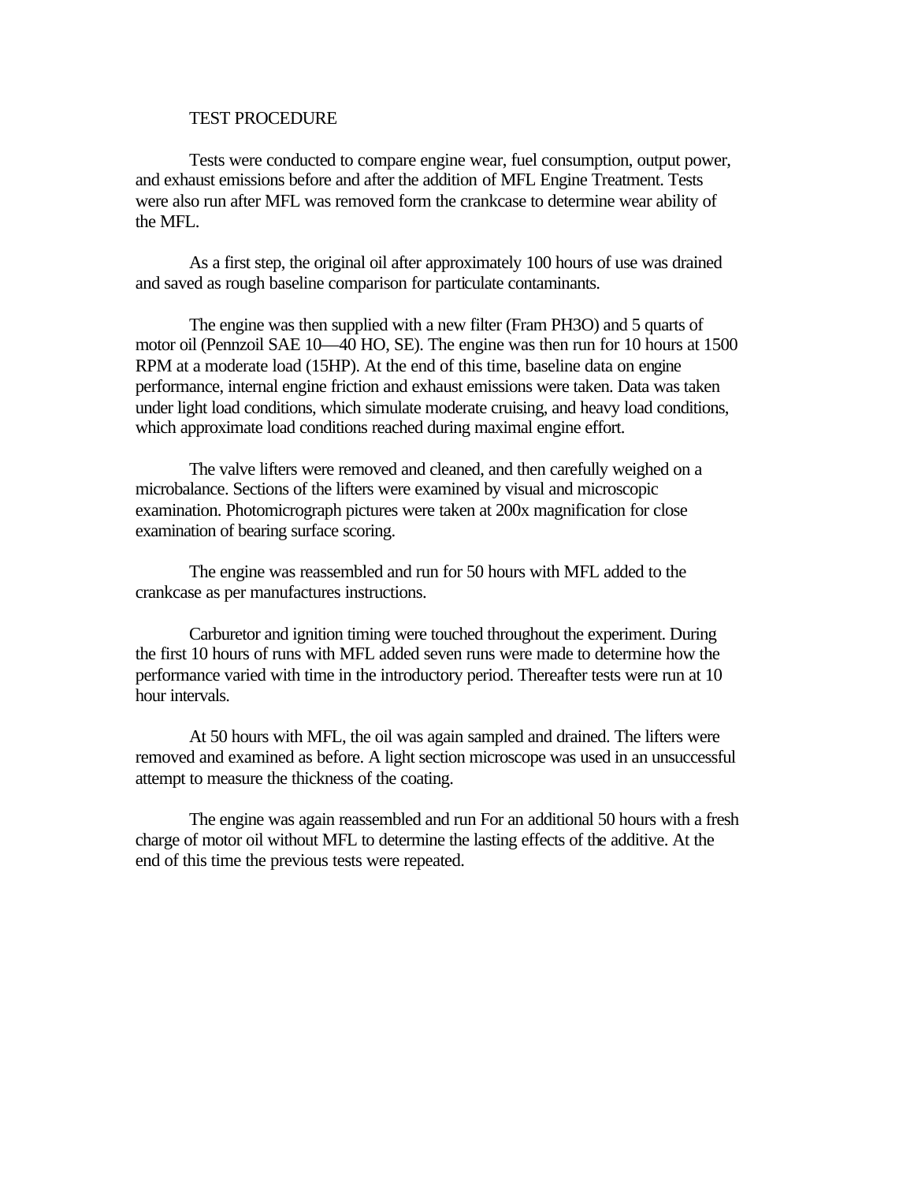## TEST PROCEDURE

Tests were conducted to compare engine wear, fuel consumption, output power, and exhaust emissions before and after the addition of MFL Engine Treatment. Tests were also run after MFL was removed form the crankcase to determine wear ability of the MFL.

As a first step, the original oil after approximately 100 hours of use was drained and saved as rough baseline comparison for particulate contaminants.

The engine was then supplied with a new filter (Fram PH3O) and 5 quarts of motor oil (Pennzoil SAE 10—40 HO, SE). The engine was then run for 10 hours at 1500 RPM at a moderate load (15HP). At the end of this time, baseline data on engine performance, internal engine friction and exhaust emissions were taken. Data was taken under light load conditions, which simulate moderate cruising, and heavy load conditions, which approximate load conditions reached during maximal engine effort.

The valve lifters were removed and cleaned, and then carefully weighed on a microbalance. Sections of the lifters were examined by visual and microscopic examination. Photomicrograph pictures were taken at 200x magnification for close examination of bearing surface scoring.

The engine was reassembled and run for 50 hours with MFL added to the crankcase as per manufactures instructions.

Carburetor and ignition timing were touched throughout the experiment. During the first 10 hours of runs with MFL added seven runs were made to determine how the performance varied with time in the introductory period. Thereafter tests were run at 10 hour intervals.

At 50 hours with MFL, the oil was again sampled and drained. The lifters were removed and examined as before. A light section microscope was used in an unsuccessful attempt to measure the thickness of the coating.

The engine was again reassembled and run For an additional 50 hours with a fresh charge of motor oil without MFL to determine the lasting effects of the additive. At the end of this time the previous tests were repeated.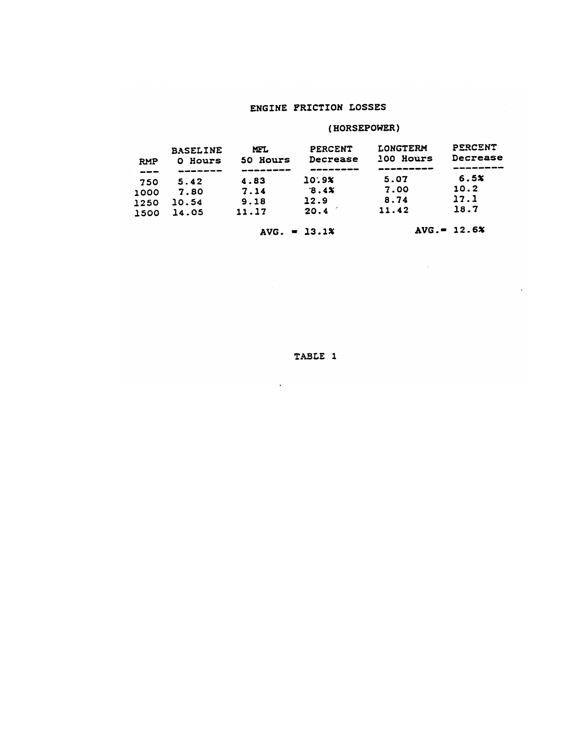# ENGINE FRICTION LOSSES

## (HORSEPOWER)

| RMP | BASELINE 0 Hours | MFL 50 Hours | PERCENT Decrease | LONGTERM 100 Hours | PERCENT Decrease |
|---|---|---|---|---|---|
| 750 | 5.42 | 4.83 | 10.9% | 5.07 | 6.5% |
| 1000 | 7.80 | 7.14 | 8.4% | 7.00 | 10.2 |
| 1250 | 10.54 | 9.18 | 12.9 | 8.74 | 17.1 |
| 1500 | 14.05 | 11.17 | 20.4 | 11.42 | 18.7 |
| | | | AVG. = 13.1% | | AVG.= 12.6% |

TABLE 1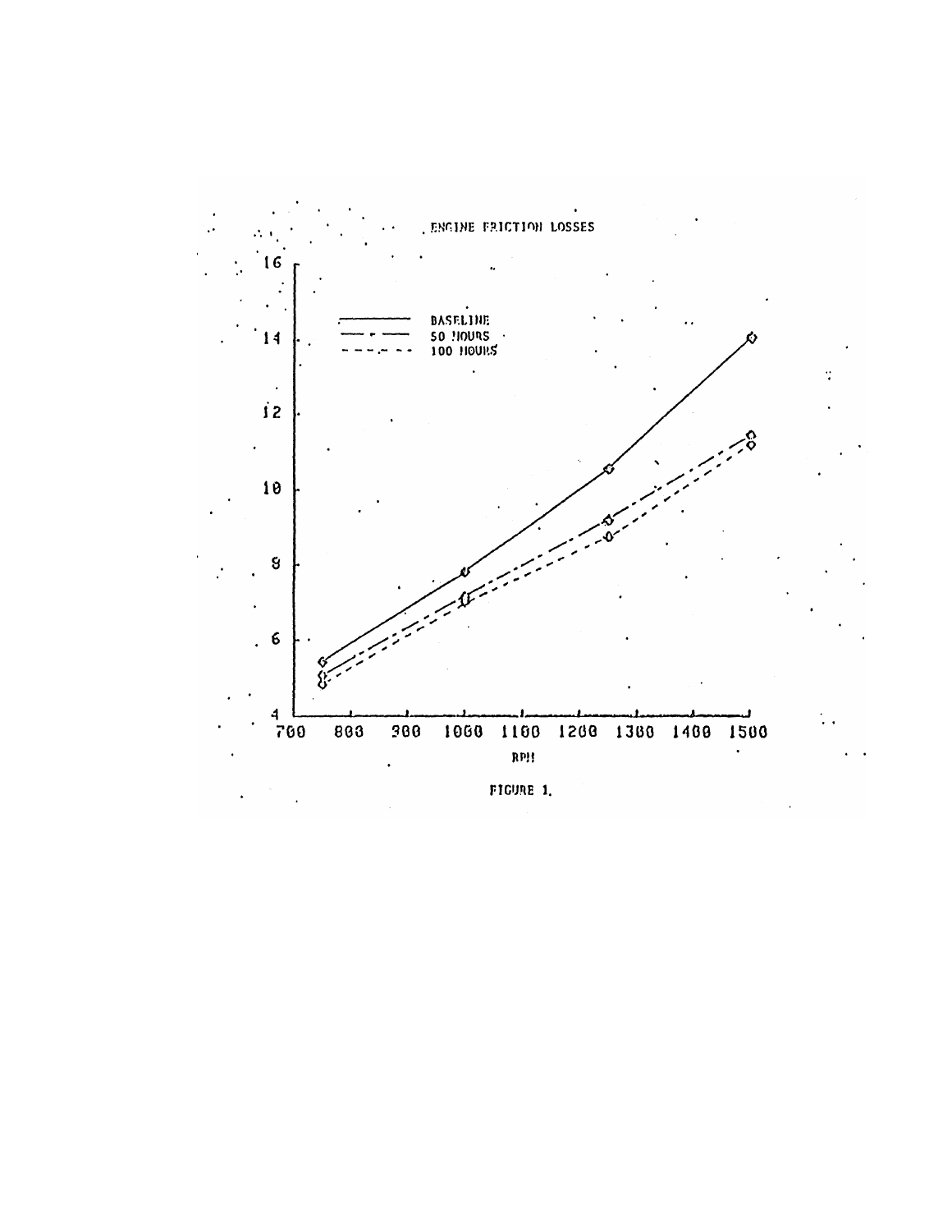ENGINE FRICTION LOSSES

BASELINE
50 HOURS
100 HOURS

RPM

FIGURE 1.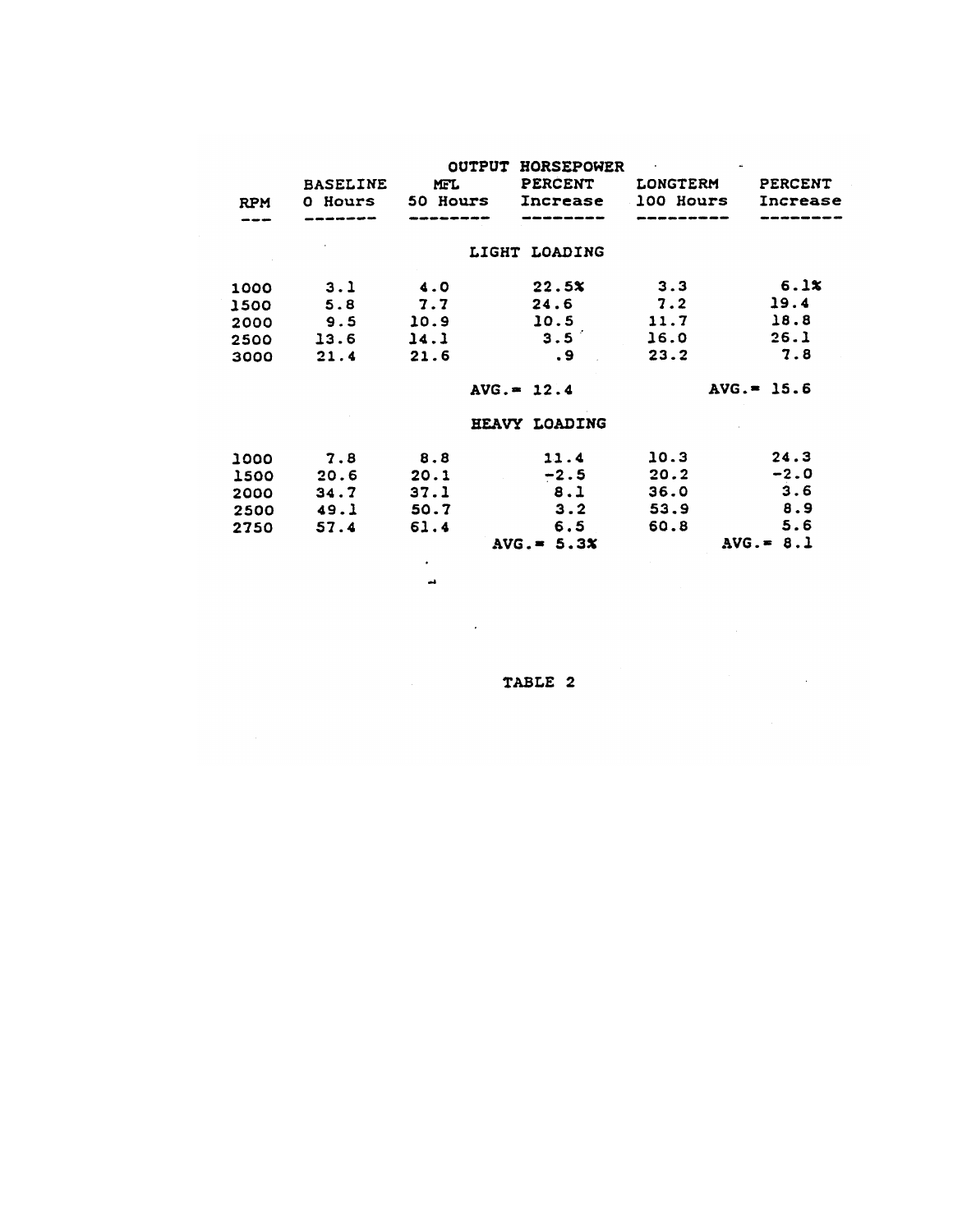| | | OUTPUT HORSEPOWER | | | |
|---|---|---|---|---|---|
| RPM | BASELINE 0 Hours | MFL 50 Hours | PERCENT Increase | LONGTERM 100 Hours | PERCENT Increase |
| | | LIGHT LOADING | | | |
| 1000 | 3.1 | 4.0 | 22.5% | 3.3 | 6.1% |
| 1500 | 5.8 | 7.7 | 24.6 | 7.2 | 19.4 |
| 2000 | 9.5 | 10.9 | 10.5 | 11.7 | 18.8 |
| 2500 | 13.6 | 14.1 | 3.5 | 16.0 | 26.1 |
| 3000 | 21.4 | 21.6 | .9 | 23.2 | 7.8 |
| | | | AVG.= 12.4 | | AVG.= 15.6 |
| | | HEAVY LOADING | | | |
| 1000 | 7.8 | 8.8 | 11.4 | 10.3 | 24.3 |
| 1500 | 20.6 | 20.1 | -2.5 | 20.2 | -2.0 |
| 2000 | 34.7 | 37.1 | 8.1 | 36.0 | 3.6 |
| 2500 | 49.1 | 50.7 | 3.2 | 53.9 | 8.9 |
| 2750 | 57.4 | 61.4 | 6.5 | 60.8 | 5.6 |
| | | | AVG.= 5.3% | | AVG.= 8.1 |

TABLE 2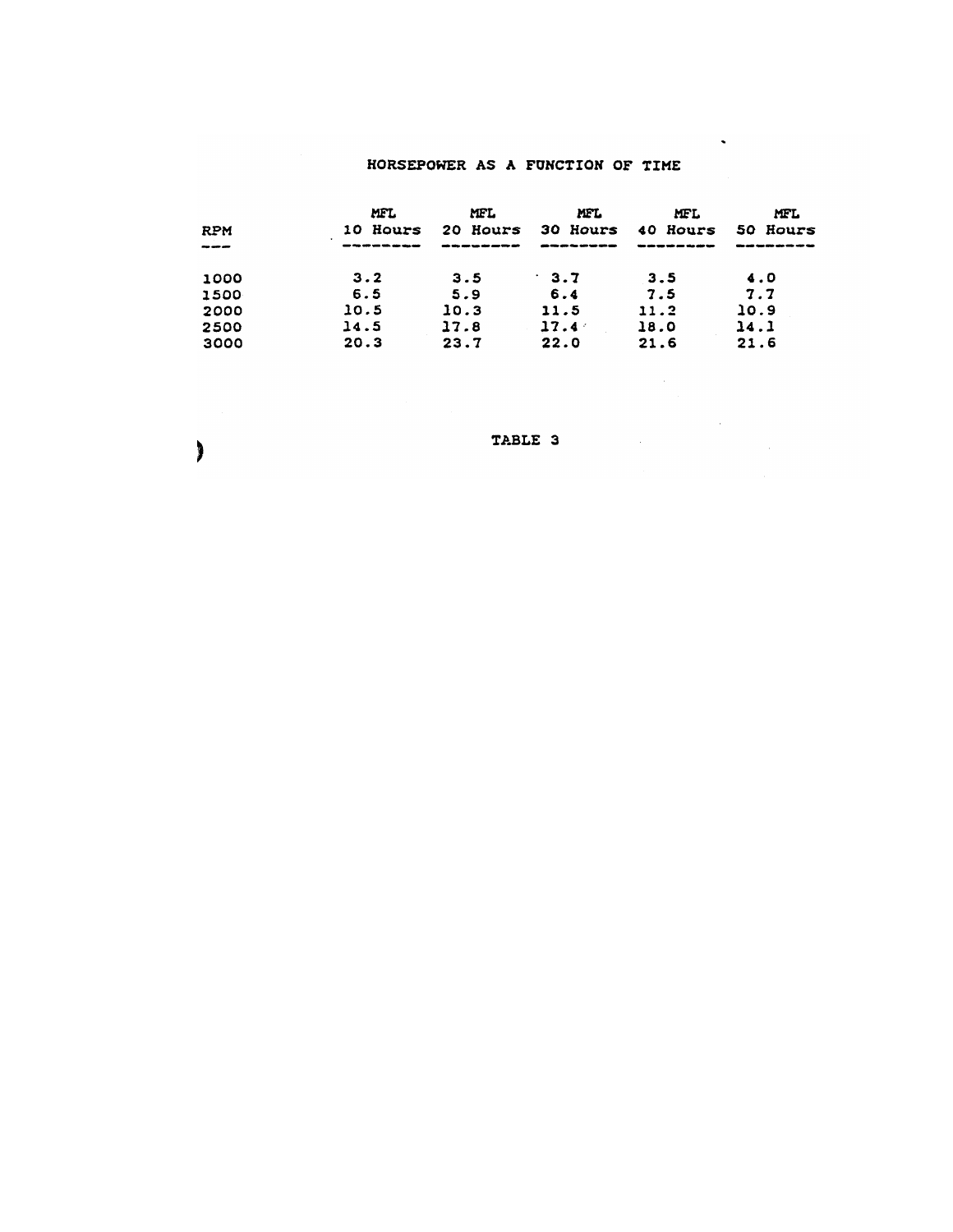## HORSEPOWER AS A FUNCTION OF TIME

| RPM | MFL 10 Hours | MFL 20 Hours | MFL 30 Hours | MFL 40 Hours | MFL 50 Hours |
|---|---|---|---|---|---|
| 1000 | 3.2 | 3.5 | 3.7 | 3.5 | 4.0 |
| 1500 | 6.5 | 5.9 | 6.4 | 7.5 | 7.7 |
| 2000 | 10.5 | 10.3 | 11.5 | 11.2 | 10.9 |
| 2500 | 14.5 | 17.8 | 17.4 | 18.0 | 14.1 |
| 3000 | 20.3 | 23.7 | 22.0 | 21.6 | 21.6 |

TABLE 3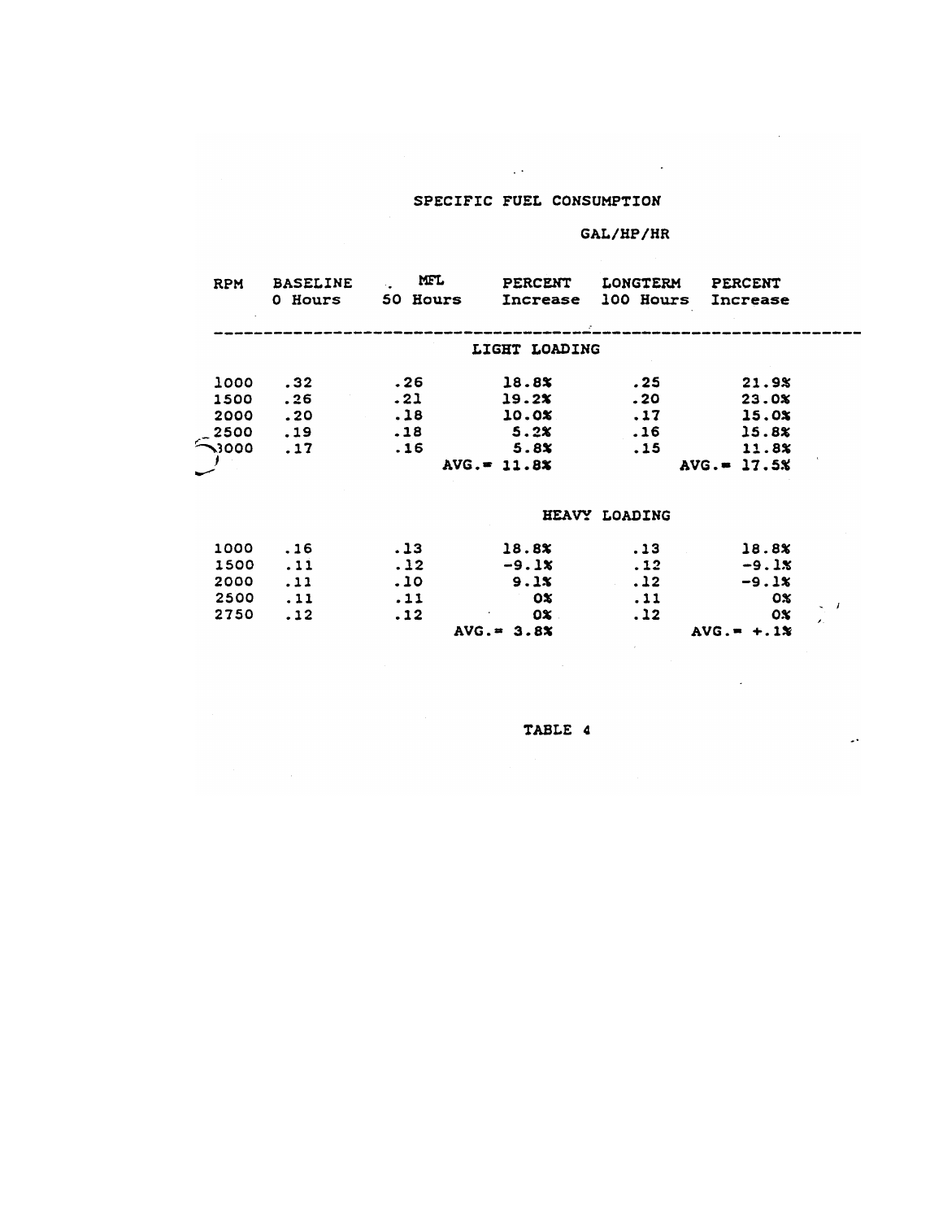## SPECIFIC FUEL CONSUMPTION

GAL/HP/HR

| RPM | BASELINE 0 Hours | MFL 50 Hours | PERCENT Increase | LONGTERM 100 Hours | PERCENT Increase |
|---|---|---|---|---|---|
| | | | LIGHT LOADING | | |
| 1000 | .32 | .26 | 18.8% | .25 | 21.9% |
| 1500 | .26 | .21 | 19.2% | .20 | 23.0% |
| 2000 | .20 | .18 | 10.0% | .17 | 15.0% |
| 2500 | .19 | .18 | 5.2% | .16 | 15.8% |
| 3000 | .17 | .16 | 5.8% | .15 | 11.8% |
| | | | AVG.= 11.8% | | AVG.= 17.5% |
| | | | HEAVY LOADING | | |
| 1000 | .16 | .13 | 18.8% | .13 | 18.8% |
| 1500 | .11 | .12 | -9.1% | .12 | -9.1% |
| 2000 | .11 | .10 | 9.1% | .12 | -9.1% |
| 2500 | .11 | .11 | 0% | .11 | 0% |
| 2750 | .12 | .12 | 0% | .12 | 0% |
| | | | AVG.= 3.8% | | AVG.= +.1% |

TABLE 4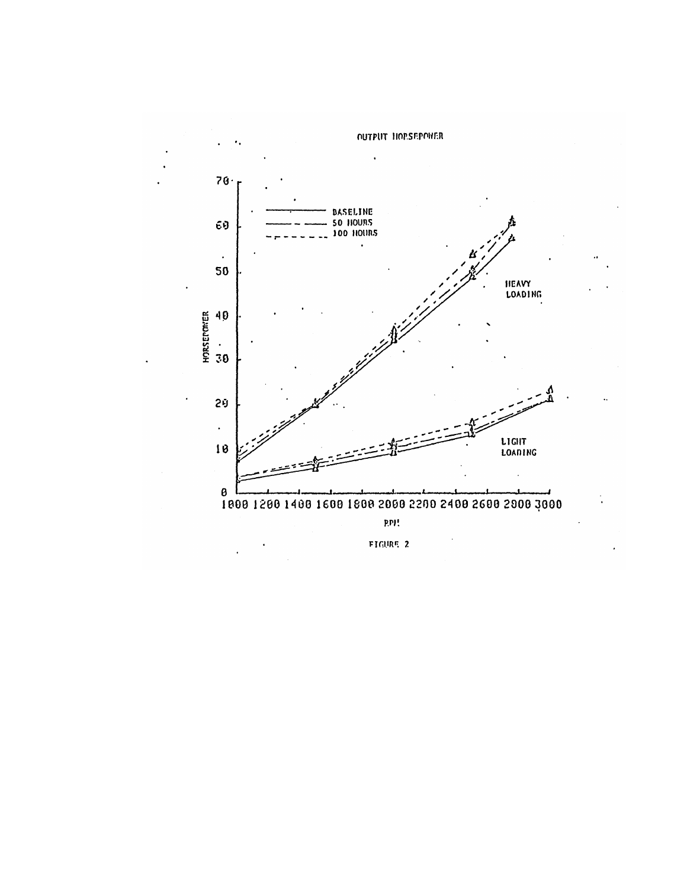OUTPUT HORSEPOWER

70

60

50

40

30

20

10

0

HORSEPOWER

BASELINE
50 HOURS
100 HOURS

HEAVY LOADING

LIGHT LOADING

1000 1200 1400 1600 1800 2000 2200 2400 2600 2800 3000

RPM

FIGURE 2